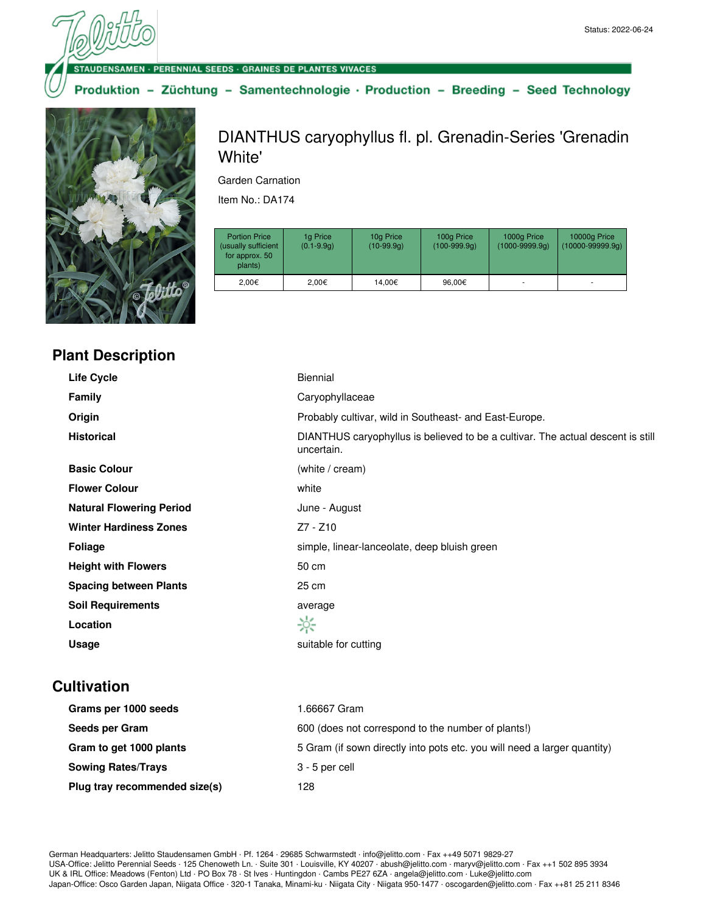Status: 2022-06-24

STAUDENSAMEN · PERENNIAL SEEDS · GRAINES DE PLANTES VIVACES

Produktion – Züchtung – Samentechnologie · Production – Breeding – Seed Technology

# DIANTHUS caryophyllus fl. pl. Grenadin-Series 'Grenadin White'

Garden Carnation

Item No.: DA174

| Portion Price (usually sufficient for approx. 50 plants) | 1g Price (0.1-9.9g) | 10g Price (10-99.9g) | 100g Price (100-999.9g) | 1000g Price (1000-9999.9g) | 10000g Price (10000-99999.9g) |
|---|---|---|---|---|---|
| 2,00€ | 2,00€ | 14,00€ | 96,00€ | - | - |

## Plant Description

| | |
|---|---|
| **Life Cycle** | Biennial |
| **Family** | Caryophyllaceae |
| **Origin** | Probably cultivar, wild in Southeast- and East-Europe. |
| **Historical** | DIANTHUS caryophyllus is believed to be a cultivar. The actual descent is still uncertain. |
| **Basic Colour** | (white / cream) |
| **Flower Colour** | white |
| **Natural Flowering Period** | June - August |
| **Winter Hardiness Zones** | Z7 - Z10 |
| **Foliage** | simple, linear-lanceolate, deep bluish green |
| **Height with Flowers** | 50 cm |
| **Spacing between Plants** | 25 cm |
| **Soil Requirements** | average |
| **Location** | ☼ |
| **Usage** | suitable for cutting |

## Cultivation

| | |
|---|---|
| **Grams per 1000 seeds** | 1.66667 Gram |
| **Seeds per Gram** | 600 (does not correspond to the number of plants!) |
| **Gram to get 1000 plants** | 5 Gram (if sown directly into pots etc. you will need a larger quantity) |
| **Sowing Rates/Trays** | 3 - 5 per cell |
| **Plug tray recommended size(s)** | 128 |

German Headquarters: Jelitto Staudensamen GmbH · Pf. 1264 · 29685 Schwarmstedt · info@jelitto.com · Fax ++49 5071 9829-27
USA-Office: Jelitto Perennial Seeds · 125 Chenoweth Ln. · Suite 301 · Louisville, KY 40207 · abush@jelitto.com · maryv@jelitto.com · Fax ++1 502 895 3934
UK & IRL Office: Meadows (Fenton) Ltd · PO Box 78 · St Ives · Huntingdon · Cambs PE27 6ZA · angela@jelitto.com · Luke@jelitto.com
Japan-Office: Osco Garden Japan, Niigata Office · 320-1 Tanaka, Minami-ku · Niigata City · Niigata 950-1477 · oscogarden@jelitto.com · Fax ++81 25 211 8346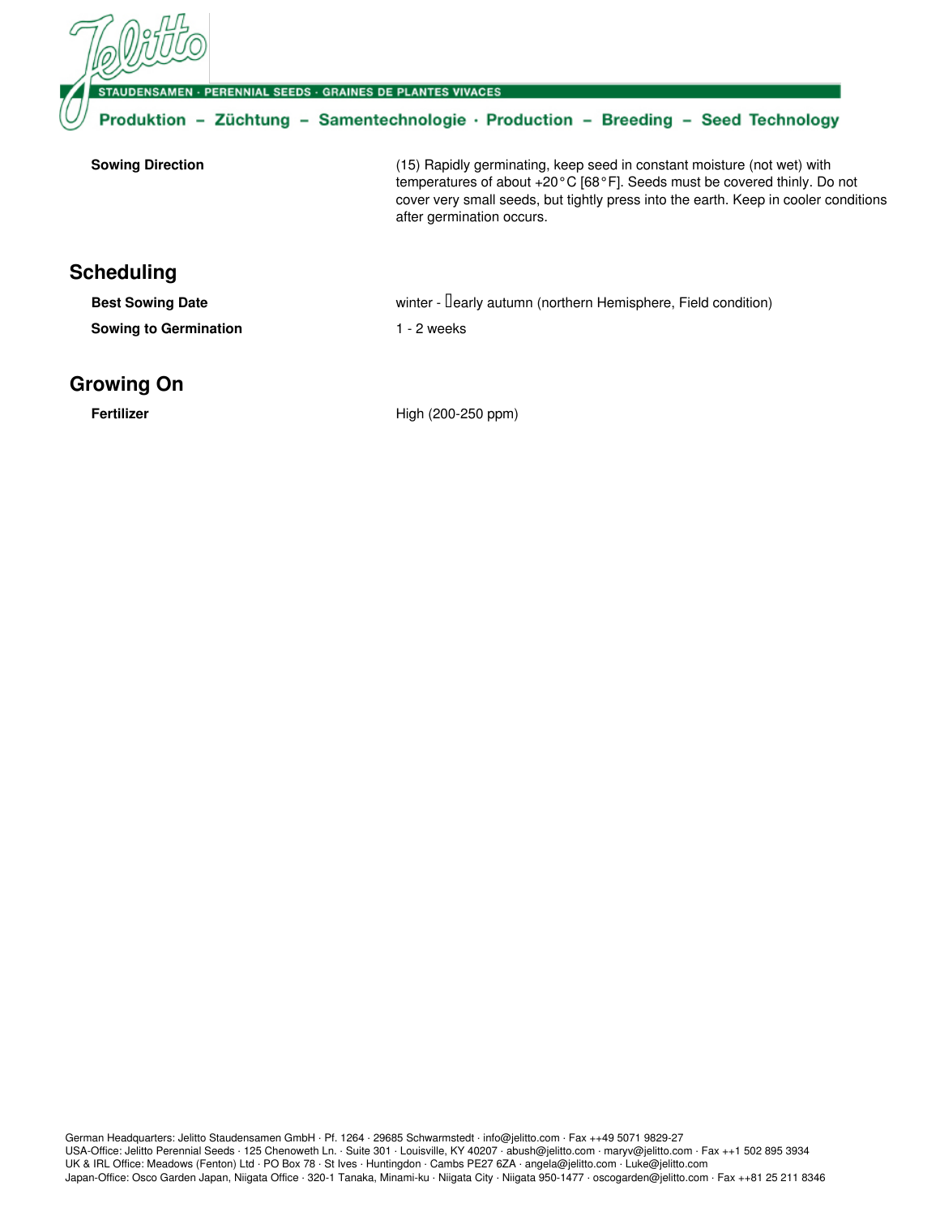**Sowing Direction**

(15) Rapidly germinating, keep seed in constant moisture (not wet) with temperatures of about +20°C [68°F]. Seeds must be covered thinly. Do not cover very small seeds, but tightly press into the earth. Keep in cooler conditions after germination occurs.

## Scheduling

**Best Sowing Date**

winter - early autumn (northern Hemisphere, Field condition)

**Sowing to Germination**

1 - 2 weeks

## Growing On

**Fertilizer**

High (200-250 ppm)

German Headquarters: Jelitto Staudensamen GmbH · Pf. 1264 · 29685 Schwarmstedt · info@jelitto.com · Fax ++49 5071 9829-27
USA-Office: Jelitto Perennial Seeds · 125 Chenoweth Ln. · Suite 301 · Louisville, KY 40207 · abush@jelitto.com · maryv@jelitto.com · Fax ++1 502 895 3934
UK & IRL Office: Meadows (Fenton) Ltd · PO Box 78 · St Ives · Huntingdon · Cambs PE27 6ZA · angela@jelitto.com · Luke@jelitto.com
Japan-Office: Osco Garden Japan, Niigata Office · 320-1 Tanaka, Minami-ku · Niigata City · Niigata 950-1477 · oscogarden@jelitto.com · Fax ++81 25 211 8346